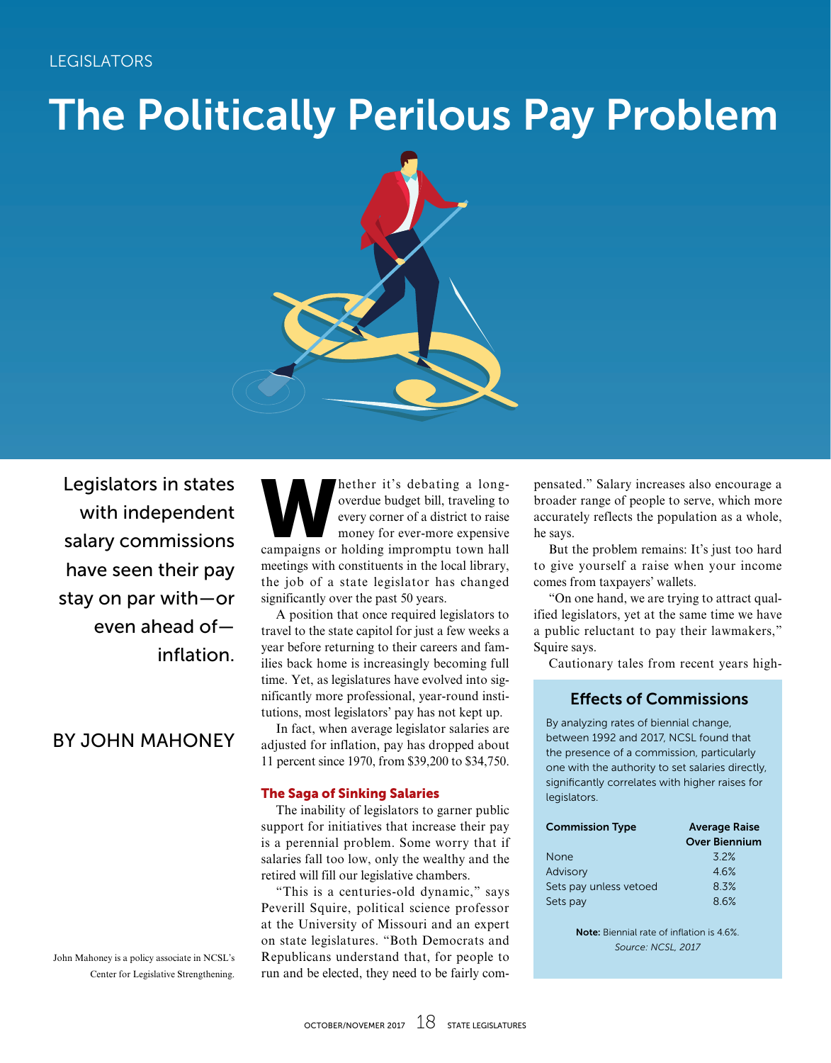LEGISLATORS

# The Politically Perilous Pay Problem

Legislators in states with independent salary commissions have seen their pay stay on par with—or even ahead of—inflation.

BY JOHN MAHONEY

Whether it's debating a long-overdue budget bill, traveling to every corner of a district to raise money for ever-more expensive campaigns or holding impromptu town hall meetings with constituents in the local library, the job of a state legislator has changed significantly over the past 50 years.

A position that once required legislators to travel to the state capitol for just a few weeks a year before returning to their careers and families back home is increasingly becoming full time. Yet, as legislatures have evolved into significantly more professional, year-round institutions, most legislators' pay has not kept up.

In fact, when average legislator salaries are adjusted for inflation, pay has dropped about 11 percent since 1970, from $39,200 to $34,750.

### The Saga of Sinking Salaries

The inability of legislators to garner public support for initiatives that increase their pay is a perennial problem. Some worry that if salaries fall too low, only the wealthy and the retired will fill our legislative chambers.

"This is a centuries-old dynamic," says Peverill Squire, political science professor at the University of Missouri and an expert on state legislatures. "Both Democrats and Republicans understand that, for people to run and be elected, they need to be fairly compensated." Salary increases also encourage a broader range of people to serve, which more accurately reflects the population as a whole, he says.

But the problem remains: It's just too hard to give yourself a raise when your income comes from taxpayers' wallets.

"On one hand, we are trying to attract qualified legislators, yet at the same time we have a public reluctant to pay their lawmakers," Squire says.

Cautionary tales from recent years high-

## Effects of Commissions

By analyzing rates of biennial change, between 1992 and 2017, NCSL found that the presence of a commission, particularly one with the authority to set salaries directly, significantly correlates with higher raises for legislators.

| Commission Type | Average Raise Over Biennium |
|---|---|
| None | 3.2% |
| Advisory | 4.6% |
| Sets pay unless vetoed | 8.3% |
| Sets pay | 8.6% |

**Note:** Biennial rate of inflation is 4.6%.
*Source: NCSL, 2017*

John Mahoney is a policy associate in NCSL's Center for Legislative Strengthening.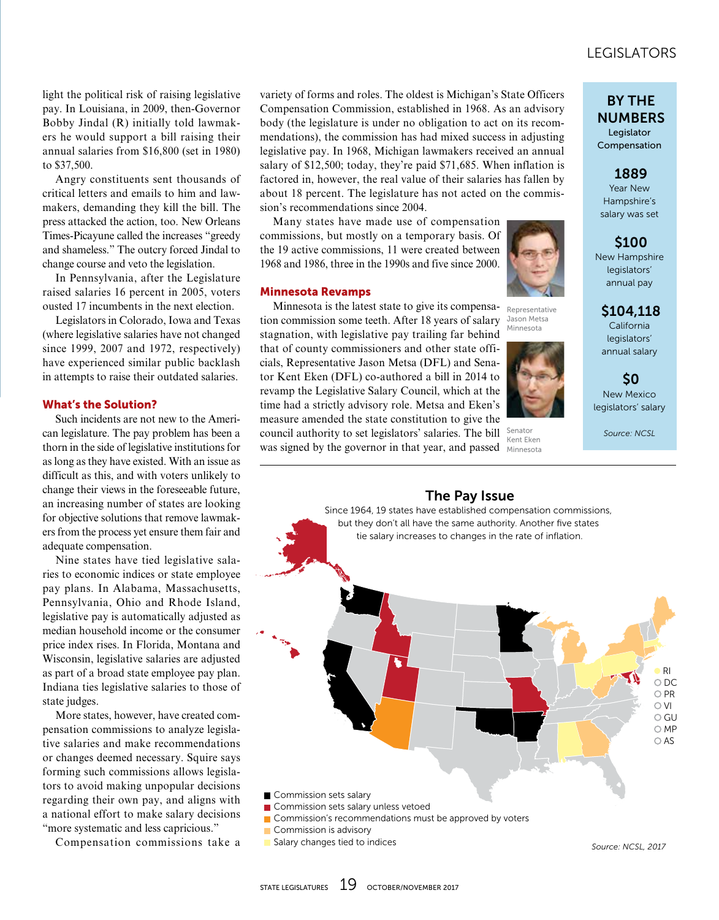light the political risk of raising legislative pay. In Louisiana, in 2009, then-Governor Bobby Jindal (R) initially told lawmakers he would support a bill raising their annual salaries from $16,800 (set in 1980) to $37,500.

Angry constituents sent thousands of critical letters and emails to him and lawmakers, demanding they kill the bill. The press attacked the action, too. New Orleans Times-Picayune called the increases "greedy and shameless." The outcry forced Jindal to change course and veto the legislation.

In Pennsylvania, after the Legislature raised salaries 16 percent in 2005, voters ousted 17 incumbents in the next election.

Legislators in Colorado, Iowa and Texas (where legislative salaries have not changed since 1999, 2007 and 1972, respectively) have experienced similar public backlash in attempts to raise their outdated salaries.

## What's the Solution?

Such incidents are not new to the American legislature. The pay problem has been a thorn in the side of legislative institutions for as long as they have existed. With an issue as difficult as this, and with voters unlikely to change their views in the foreseeable future, an increasing number of states are looking for objective solutions that remove lawmakers from the process yet ensure them fair and adequate compensation.

Nine states have tied legislative salaries to economic indices or state employee pay plans. In Alabama, Massachusetts, Pennsylvania, Ohio and Rhode Island, legislative pay is automatically adjusted as median household income or the consumer price index rises. In Florida, Montana and Wisconsin, legislative salaries are adjusted as part of a broad state employee pay plan. Indiana ties legislative salaries to those of state judges.

More states, however, have created compensation commissions to analyze legislative salaries and make recommendations or changes deemed necessary. Squire says forming such commissions allows legislators to avoid making unpopular decisions regarding their own pay, and aligns with a national effort to make salary decisions "more systematic and less capricious."

Compensation commissions take a variety of forms and roles. The oldest is Michigan's State Officers Compensation Commission, established in 1968. As an advisory body (the legislature is under no obligation to act on its recommendations), the commission has had mixed success in adjusting legislative pay. In 1968, Michigan lawmakers received an annual salary of $12,500; today, they're paid $71,685. When inflation is factored in, however, the real value of their salaries has fallen by about 18 percent. The legislature has not acted on the commission's recommendations since 2004.

Many states have made use of compensation commissions, but mostly on a temporary basis. Of the 19 active commissions, 11 were created between 1968 and 1986, three in the 1990s and five since 2000.

## Minnesota Revamps

Minnesota is the latest state to give its compensation commission some teeth. After 18 years of salary stagnation, with legislative pay trailing far behind that of county commissioners and other state officials, Representative Jason Metsa (DFL) and Senator Kent Eken (DFL) co-authored a bill in 2014 to revamp the Legislative Salary Council, which at the time had a strictly advisory role. Metsa and Eken's measure amended the state constitution to give the council authority to set legislators' salaries. The bill was signed by the governor in that year, and passed

Representative Jason Metsa Minnesota

Senator Kent Eken Minnesota

### BY THE NUMBERS
Legislator Compensation

**1889**
Year New Hampshire's salary was set

**$100**
New Hampshire legislators' annual pay

**$104,118**
California legislators' annual salary

**$0**
New Mexico legislators' salary

*Source: NCSL*

### The Pay Issue

Since 1964, 19 states have established compensation commissions, but they don't all have the same authority. Another five states tie salary increases to changes in the rate of inflation.

RI, DC, PR, VI, GU, MP, AS

- Commission sets salary
- Commission sets salary unless vetoed
- Commission's recommendations must be approved by voters
- Commission is advisory
- Salary changes tied to indices

*Source: NCSL, 2017*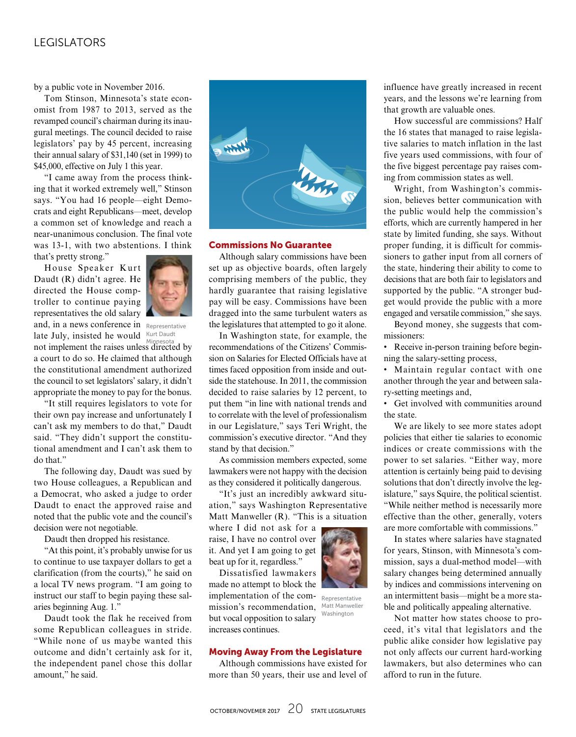by a public vote in November 2016.

Tom Stinson, Minnesota's state economist from 1987 to 2013, served as the revamped council's chairman during its inaugural meetings. The council decided to raise legislators' pay by 45 percent, increasing their annual salary of $31,140 (set in 1999) to $45,000, effective on July 1 this year.

"I came away from the process thinking that it worked extremely well," Stinson says. "You had 16 people—eight Democrats and eight Republicans—meet, develop a common set of knowledge and reach a near-unanimous conclusion. The final vote was 13-1, with two abstentions. I think that's pretty strong."

House Speaker Kurt Daudt (R) didn't agree. He directed the House comptroller to continue paying representatives the old salary and, in a news conference in late July, insisted he would not implement the raises unless directed by a court to do so. He claimed that although the constitutional amendment authorized the council to set legislators' salary, it didn't appropriate the money to pay for the bonus.

Representative Kurt Daudt Minnesota

"It still requires legislators to vote for their own pay increase and unfortunately I can't ask my members to do that," Daudt said. "They didn't support the constitutional amendment and I can't ask them to do that."

The following day, Daudt was sued by two House colleagues, a Republican and a Democrat, who asked a judge to order Daudt to enact the approved raise and noted that the public vote and the council's decision were not negotiable.

Daudt then dropped his resistance.

"At this point, it's probably unwise for us to continue to use taxpayer dollars to get a clarification (from the courts)," he said on a local TV news program. "I am going to instruct our staff to begin paying these salaries beginning Aug. 1."

Daudt took the flak he received from some Republican colleagues in stride. "While none of us maybe wanted this outcome and didn't certainly ask for it, the independent panel chose this dollar amount," he said.

## Commissions No Guarantee

Although salary commissions have been set up as objective boards, often largely comprising members of the public, they hardly guarantee that raising legislative pay will be easy. Commissions have been dragged into the same turbulent waters as the legislatures that attempted to go it alone.

In Washington state, for example, the recommendations of the Citizens' Commission on Salaries for Elected Officials have at times faced opposition from inside and outside the statehouse. In 2011, the commission decided to raise salaries by 12 percent, to put them "in line with national trends and to correlate with the level of professionalism in our Legislature," says Teri Wright, the commission's executive director. "And they stand by that decision."

As commission members expected, some lawmakers were not happy with the decision as they considered it politically dangerous.

"It's just an incredibly awkward situation," says Washington Representative Matt Manweller (R). "This is a situation where I did not ask for a raise, I have no control over it. And yet I am going to get beat up for it, regardless."

Representative Matt Manweller Washington

Dissatisfied lawmakers made no attempt to block the implementation of the commission's recommendation, but vocal opposition to salary increases continues.

## Moving Away From the Legislature

Although commissions have existed for more than 50 years, their use and level of influence have greatly increased in recent years, and the lessons we're learning from that growth are valuable ones.

How successful are commissions? Half the 16 states that managed to raise legislative salaries to match inflation in the last five years used commissions, with four of the five biggest percentage pay raises coming from commission states as well.

Wright, from Washington's commission, believes better communication with the public would help the commission's efforts, which are currently hampered in her state by limited funding, she says. Without proper funding, it is difficult for commissioners to gather input from all corners of the state, hindering their ability to come to decisions that are both fair to legislators and supported by the public. "A stronger budget would provide the public with a more engaged and versatile commission," she says.

Beyond money, she suggests that commissioners:

- Receive in-person training before beginning the salary-setting process,
- Maintain regular contact with one another through the year and between salary-setting meetings and,
- Get involved with communities around the state.

We are likely to see more states adopt policies that either tie salaries to economic indices or create commissions with the power to set salaries. "Either way, more attention is certainly being paid to devising solutions that don't directly involve the legislature," says Squire, the political scientist. "While neither method is necessarily more effective than the other, generally, voters are more comfortable with commissions."

In states where salaries have stagnated for years, Stinson, with Minnesota's commission, says a dual-method model—with salary changes being determined annually by indices and commissions intervening on an intermittent basis—might be a more stable and politically appealing alternative.

Not matter how states choose to proceed, it's vital that legislators and the public alike consider how legislative pay not only affects our current hard-working lawmakers, but also determines who can afford to run in the future.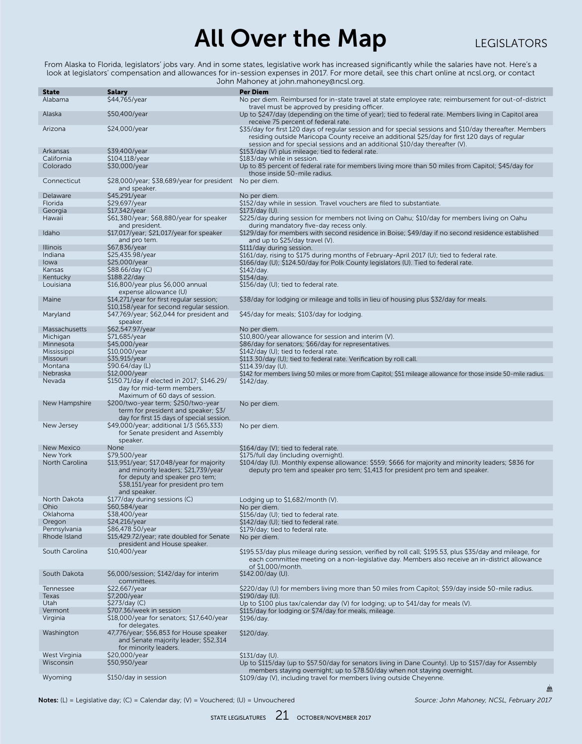# All Over the Map

LEGISLATORS

From Alaska to Florida, legislators' jobs vary. And in some states, legislative work has increased significantly while the salaries have not. Here's a look at legislators' compensation and allowances for in-session expenses in 2017. For more detail, see this chart online at ncsl.org, or contact John Mahoney at john.mahoney@ncsl.org.

| State | Salary | Per Diem |
|---|---|---|
| Alabama | $44,765/year | No per diem. Reimbursed for in-state travel at state employee rate; reimbursement for out-of-district travel must be approved by presiding officer. |
| Alaska | $50,400/year | Up to $247/day (depending on the time of year); tied to federal rate. Members living in Capitol area receive 75 percent of federal rate. |
| Arizona | $24,000/year | $35/day for first 120 days of regular session and for special sessions and $10/day thereafter. Members residing outside Maricopa County receive an additional $25/day for first 120 days of regular session and for special sessions and an additional $10/day thereafter (V). |
| Arkansas | $39,400/year | $153/day (V) plus mileage; tied to federal rate. |
| California | $104,118/year | $183/day while in session. |
| Colorado | $30,000/year | Up to 85 percent of federal rate for members living more than 50 miles from Capitol; $45/day for those inside 50-mile radius. |
| Connecticut | $28,000/year; $38,689/year for president and speaker. | No per diem. |
| Delaware | $45,291/year | No per diem. |
| Florida | $29,697/year | $152/day while in session. Travel vouchers are filed to substantiate. |
| Georgia | $17,342/year | $173/day (U). |
| Hawaii | $61,380/year; $68,880/year for speaker and president. | $225/day during session for members not living on Oahu; $10/day for members living on Oahu during mandatory five-day recess only. |
| Idaho | $17,017/year; $21,017/year for speaker and pro tem. | $129/day for members with second residence in Boise; $49/day if no second residence established and up to $25/day travel (V). |
| Illinois | $67,836/year | $111/day during session. |
| Indiana | $25,435.98/year | $161/day, rising to $175 during months of February-April 2017 (U); tied to federal rate. |
| Iowa | $25,000/year | $166/day (U); $124.50/day for Polk County legislators (U). Tied to federal rate. |
| Kansas | $88.66/day (C) | $142/day. |
| Kentucky | $188.22/day | $154/day. |
| Louisiana | $16,800/year plus $6,000 annual expense allowance (U) | $156/day (U); tied to federal rate. |
| Maine | $14,271/year for first regular session; $10,158/year for second regular session. | $38/day for lodging or mileage and tolls in lieu of housing plus $32/day for meals. |
| Maryland | $47,769/year; $62,044 for president and speaker. | $45/day for meals; $103/day for lodging. |
| Massachusetts | $62,547.97/year | No per diem. |
| Michigan | $71,685/year | $10,800/year allowance for session and interim (V). |
| Minnesota | $45,000/year | $86/day for senators; $66/day for representatives. |
| Mississippi | $10,000/year | $142/day (U); tied to federal rate. |
| Missouri | $35,915/year | $113.30/day (U); tied to federal rate. Verification by roll call. |
| Montana | $90.64/day (L) | $114.39/day (U). |
| Nebraska | $12,000/year | $142 for members living 50 miles or more from Capitol; $51 mileage allowance for those inside 50-mile radius. |
| Nevada | $150.71/day if elected in 2017; $146.29/day for mid-term members. Maximum of 60 days of session. | $142/day. |
| New Hampshire | $200/two-year term; $250/two-year term for president and speaker; $3/day for first 15 days of special session. | No per diem. |
| New Jersey | $49,000/year; additional 1/3 ($65,333) for Senate president and Assembly speaker. | No per diem. |
| New Mexico | None | $164/day (V); tied to federal rate. |
| New York | $79,500/year | $175/full day (including overnight). |
| North Carolina | $13,951/year; $17,048/year for majority and minority leaders; $21,739/year for deputy and speaker pro tem; $38,151/year for president pro tem and speaker. | $104/day (U). Monthly expense allowance: $559; $666 for majority and minority leaders; $836 for deputy pro tem and speaker pro tem; $1,413 for president pro tem and speaker. |
| North Dakota | $177/day during sessions (C) | Lodging up to $1,682/month (V). |
| Ohio | $60,584/year | No per diem. |
| Oklahoma | $38,400/year | $156/day (U); tied to federal rate. |
| Oregon | $24,216/year | $142/day (U); tied to federal rate. |
| Pennsylvania | $86,478.50/year | $179/day; tied to federal rate. |
| Rhode Island | $15,429.72/year; rate doubled for Senate president and House speaker. | No per diem. |
| South Carolina | $10,400/year | $195.53/day plus mileage during session, verified by roll call; $195.53, plus $35/day and mileage, for each committee meeting on a non-legislative day. Members also receive an in-district allowance of $1,000/month. |
| South Dakota | $6,000/session; $142/day for interim committees. | $142.00/day (U). |
| Tennessee | $22,667/year | $220/day (U) for members living more than 50 miles from Capitol; $59/day inside 50-mile radius. |
| Texas | $7,200/year | $190/day (U). |
| Utah | $273/day (C) | Up to $100 plus tax/calendar day (V) for lodging; up to $41/day for meals (V). |
| Vermont | $707.36/week in session | $115/day for lodging or $74/day for meals, mileage. |
| Virginia | $18,000/year for senators; $17,640/year for delegates. | $196/day. |
| Washington | 47,776/year; $56,853 for House speaker and Senate majority leader; $52,314 for minority leaders. | $120/day. |
| West Virginia | $20,000/year | $131/day (U). |
| Wisconsin | $50,950/year | Up to $115/day (up to $57.50/day for senators living in Dane County). Up to $157/day for Assembly members staying overnight; up to $78.50/day when not staying overnight. |
| Wyoming | $150/day in session | $109/day (V), including travel for members living outside Cheyenne. |

**Notes:** (L) = Legislative day; (C) = Calendar day; (V) = Vouchered; (U) = Unvouchered

*Source: John Mahoney, NCSL, February 2017*